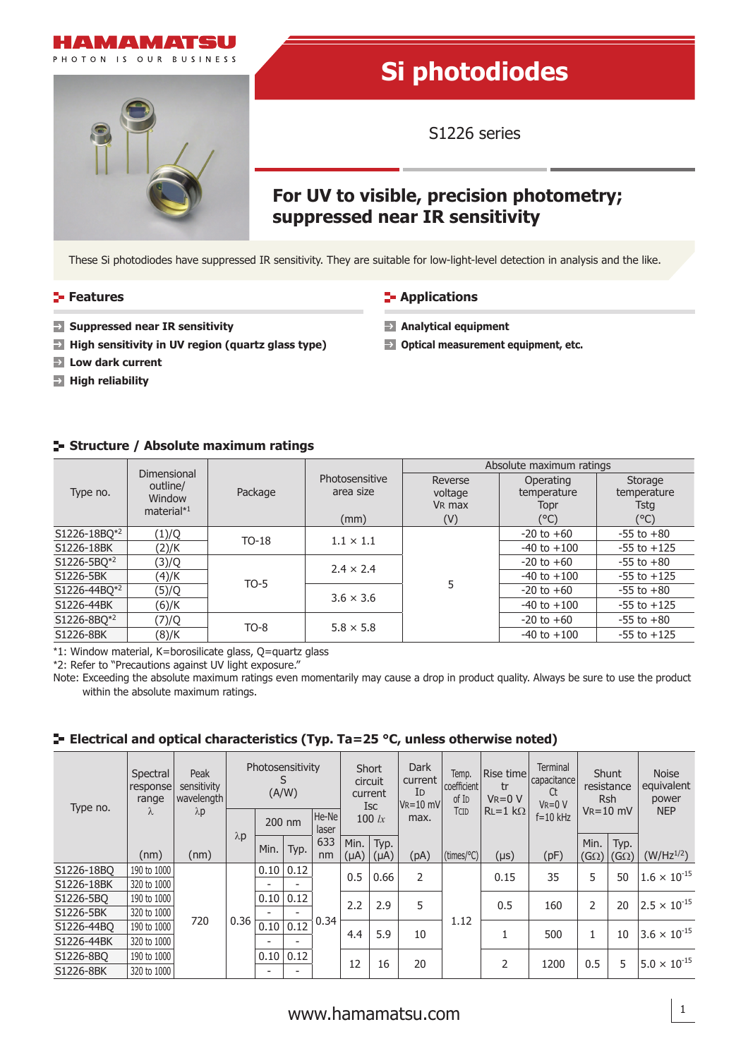HAMAMATSU

PHOTON IS OUR BUSINESS

# Si photodiodes

S1226 series

## For UV to visible, precision photometry; suppressed near IR sensitivity

These Si photodiodes have suppressed IR sensitivity. They are suitable for low-light-level detection in analysis and the like.

### Features

- **Suppressed near IR sensitivity**
- **High sensitivity in UV region (quartz glass type)**
- **Low dark current**
- **High reliability**

### Applications

- **Analytical equipment**
- **Optical measurement equipment, etc.**

### Structure / Absolute maximum ratings

| Type no. | Dimensional outline/ Window material*1 | Package | Photosensitive area size (mm) | Absolute maximum ratings | | |
|---|---|---|---|---|---|---|
| | | | | Reverse voltage $V_R$ max (V) | Operating temperature Topr (°C) | Storage temperature Tstg (°C) |
| S1226-18BQ*2 | (1)/Q | TO-18 | 1.1 × 1.1 | 5 | -20 to +60 | -55 to +80 |
| S1226-18BK | (2)/K | TO-18 | 1.1 × 1.1 | 5 | -40 to +100 | -55 to +125 |
| S1226-5BQ*2 | (3)/Q | TO-5 | 2.4 × 2.4 | 5 | -20 to +60 | -55 to +80 |
| S1226-5BK | (4)/K | TO-5 | 2.4 × 2.4 | 5 | -40 to +100 | -55 to +125 |
| S1226-44BQ*2 | (5)/Q | TO-5 | 3.6 × 3.6 | 5 | -20 to +60 | -55 to +80 |
| S1226-44BK | (6)/K | TO-5 | 3.6 × 3.6 | 5 | -40 to +100 | -55 to +125 |
| S1226-8BQ*2 | (7)/Q | TO-8 | 5.8 × 5.8 | 5 | -20 to +60 | -55 to +80 |
| S1226-8BK | (8)/K | TO-8 | 5.8 × 5.8 | 5 | -40 to +100 | -55 to +125 |

*1: Window material, K=borosilicate glass, Q=quartz glass
*2: Refer to "Precautions against UV light exposure."
Note: Exceeding the absolute maximum ratings even momentarily may cause a drop in product quality. Always be sure to use the product within the absolute maximum ratings.

### Electrical and optical characteristics (Typ. Ta=25 °C, unless otherwise noted)

| Type no. | Spectral response range λ (nm) | Peak sensitivity wavelength λp (nm) | Photosensitivity S (A/W) | | | | Short circuit current Isc 100 lx | | Dark current ID VR=10 mV max. (pA) | Temp. coefficient of ID TCID (times/°C) | Rise time tr VR=0 V RL=1 kΩ (μs) | Terminal capacitance Ct VR=0 V f=10 kHz (pF) | Shunt resistance Rsh VR=10 mV | | Noise equivalent power NEP (W/Hz$^{1/2}$) |
|---|---|---|---|---|---|---|---|---|---|---|---|---|---|---|---|
| | | | λp | 200 nm Min. | 200 nm Typ. | He-Ne laser 633 nm | Min. (μA) | Typ. (μA) | | | | | Min. (GΩ) | Typ. (GΩ) | |
| S1226-18BQ | 190 to 1000 | 720 | 0.36 | 0.10 | 0.12 | 0.34 | 0.5 | 0.66 | 2 | 1.12 | 0.15 | 35 | 5 | 50 | 1.6 × $10^{-15}$ |
| S1226-18BK | 320 to 1000 | 720 | 0.36 | - | - | 0.34 | 0.5 | 0.66 | 2 | 1.12 | 0.15 | 35 | 5 | 50 | 1.6 × $10^{-15}$ |
| S1226-5BQ | 190 to 1000 | 720 | 0.36 | 0.10 | 0.12 | 0.34 | 2.2 | 2.9 | 5 | 1.12 | 0.5 | 160 | 2 | 20 | 2.5 × $10^{-15}$ |
| S1226-5BK | 320 to 1000 | 720 | 0.36 | - | - | 0.34 | 2.2 | 2.9 | 5 | 1.12 | 0.5 | 160 | 2 | 20 | 2.5 × $10^{-15}$ |
| S1226-44BQ | 190 to 1000 | 720 | 0.36 | 0.10 | 0.12 | 0.34 | 4.4 | 5.9 | 10 | 1.12 | 1 | 500 | 1 | 10 | 3.6 × $10^{-15}$ |
| S1226-44BK | 320 to 1000 | 720 | 0.36 | - | - | 0.34 | 4.4 | 5.9 | 10 | 1.12 | 1 | 500 | 1 | 10 | 3.6 × $10^{-15}$ |
| S1226-8BQ | 190 to 1000 | 720 | 0.36 | 0.10 | 0.12 | 0.34 | 12 | 16 | 20 | 1.12 | 2 | 1200 | 0.5 | 5 | 5.0 × $10^{-15}$ |
| S1226-8BK | 320 to 1000 | 720 | 0.36 | - | - | 0.34 | 12 | 16 | 20 | 1.12 | 2 | 1200 | 0.5 | 5 | 5.0 × $10^{-15}$ |

www.hamamatsu.com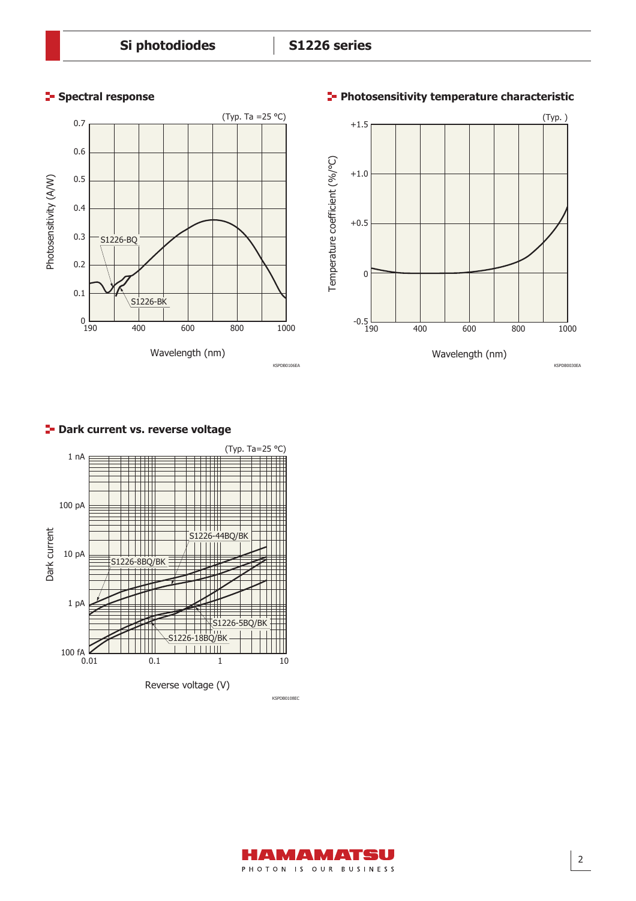## Spectral response

(Typ. Ta =25 °C)

Photosensitivity (A/W) vs. Wavelength (nm)

S1226-BQ

S1226-BK

KSPDB0106EA

## Photosensitivity temperature characteristic

(Typ. )

Temperature coefficient (%/°C) vs. Wavelength (nm)

KSPDB0030EA

## Dark current vs. reverse voltage

(Typ. Ta=25 °C)

Dark current vs. Reverse voltage (V)

S1226-44BQ/BK

S1226-8BQ/BK

S1226-5BQ/BK

S1226-18BQ/BK

KSPDB0108EC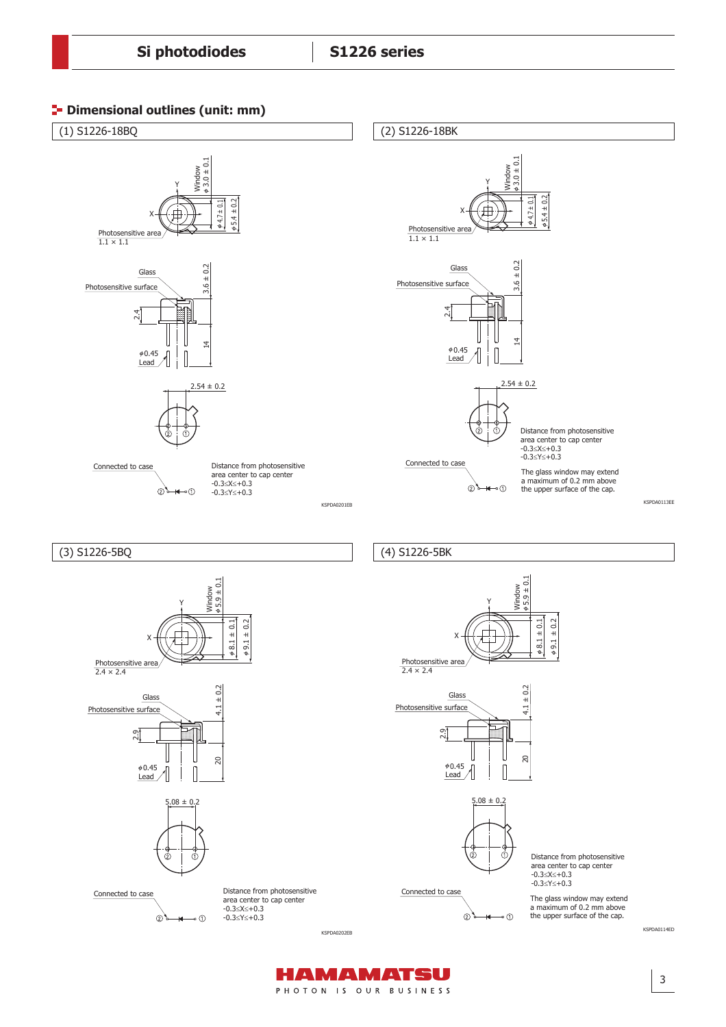## Dimensional outlines (unit: mm)

### (1) S1226-18BQ

Window φ3.0 ± 0.1

φ4.7 ± 0.1

φ5.4 ± 0.2

Photosensitive area 1.1 × 1.1

Glass

Photosensitive surface

3.6 ± 0.2

2.4

14

φ0.45 Lead

2.54 ± 0.2

Connected to case

Distance from photosensitive area center to cap center
-0.3≤X≤+0.3
-0.3≤Y≤+0.3

KSPDA0201EB

### (2) S1226-18BK

Window φ3.0 ± 0.1

φ4.7 ± 0.1

φ5.4 ± 0.2

Photosensitive area 1.1 × 1.1

Glass

Photosensitive surface

3.6 ± 0.2

2.4

14

φ0.45 Lead

2.54 ± 0.2

Distance from photosensitive area center to cap center
-0.3≤X≤+0.3
-0.3≤Y≤+0.3

Connected to case

The glass window may extend a maximum of 0.2 mm above the upper surface of the cap.

KSPDA0113EE

### (3) S1226-5BQ

Window φ5.9 ± 0.1

φ8.1 ± 0.1

φ9.1 ± 0.2

Photosensitive area 2.4 × 2.4

Glass

Photosensitive surface

4.1 ± 0.2

2.9

20

φ0.45 Lead

5.08 ± 0.2

Connected to case

Distance from photosensitive area center to cap center
-0.3≤X≤+0.3
-0.3≤Y≤+0.3

KSPDA0202EB

### (4) S1226-5BK

Window φ5.9 ± 0.1

φ8.1 ± 0.1

φ9.1 ± 0.2

Photosensitive area 2.4 × 2.4

Glass

Photosensitive surface

4.1 ± 0.2

2.9

20

φ0.45 Lead

5.08 ± 0.2

Distance from photosensitive area center to cap center
-0.3≤X≤+0.3
-0.3≤Y≤+0.3

Connected to case

The glass window may extend a maximum of 0.2 mm above the upper surface of the cap.

KSPDA0114ED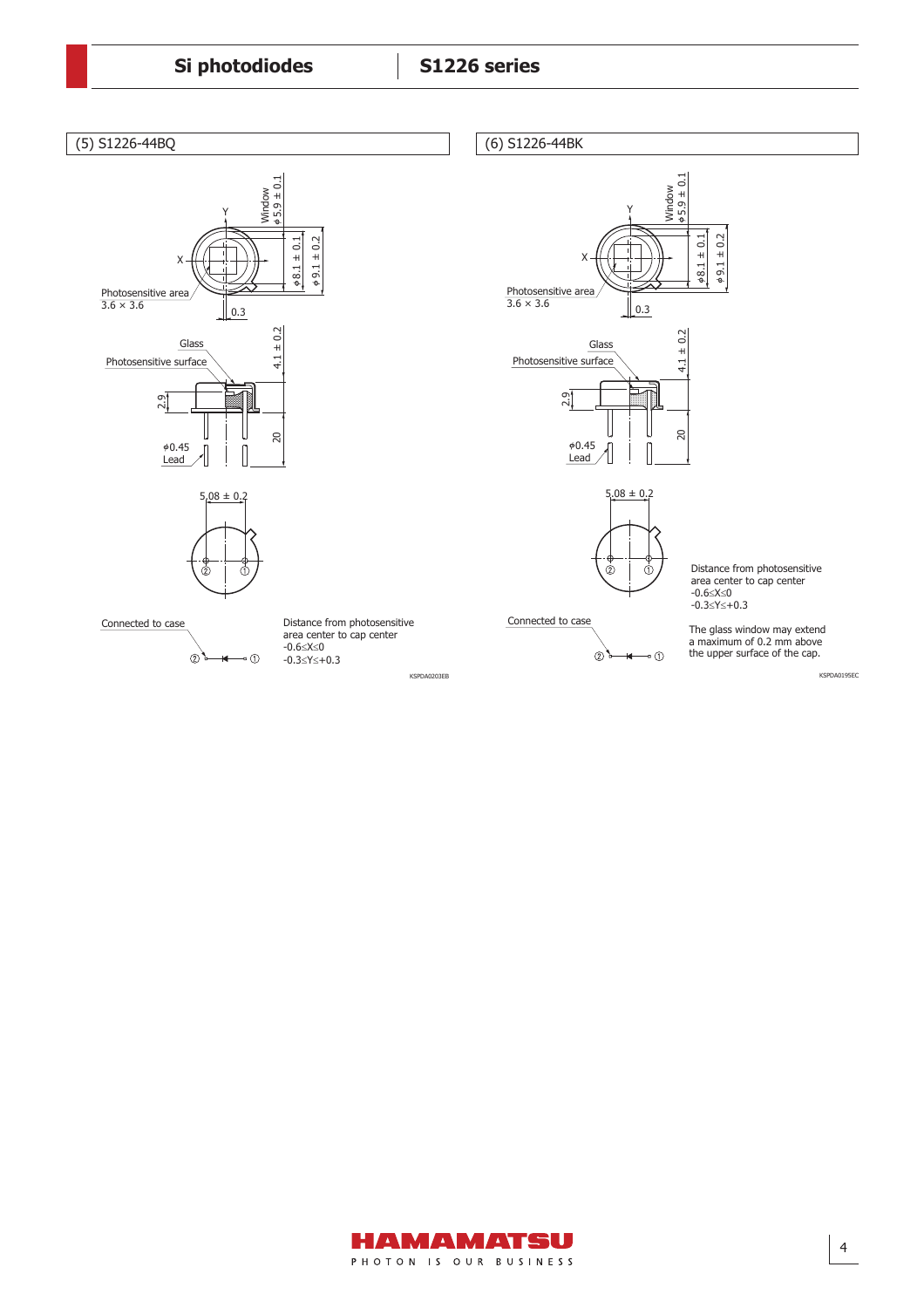## (5) S1226-44BQ

Window
$\phi$5.9 ± 0.1

$\phi$8.1 ± 0.1

$\phi$9.1 ± 0.2

Photosensitive area
3.6 × 3.6

0.3

Glass

Photosensitive surface

4.1 ± 0.2

2.9

20

$\phi$0.45
Lead

5.08 ± 0.2

Connected to case

Distance from photosensitive area center to cap center
$-0.6 \leq X \leq 0$
$-0.3 \leq Y \leq +0.3$

KSPDA0203EB

## (6) S1226-44BK

Window
$\phi$5.9 ± 0.1

$\phi$8.1 ± 0.1

$\phi$9.1 ± 0.2

Photosensitive area
3.6 × 3.6

0.3

Glass

Photosensitive surface

4.1 ± 0.2

2.9

20

$\phi$0.45
Lead

5.08 ± 0.2

Distance from photosensitive area center to cap center
$-0.6 \leq X \leq 0$
$-0.3 \leq Y \leq +0.3$

Connected to case

The glass window may extend a maximum of 0.2 mm above the upper surface of the cap.

KSPDA0195EC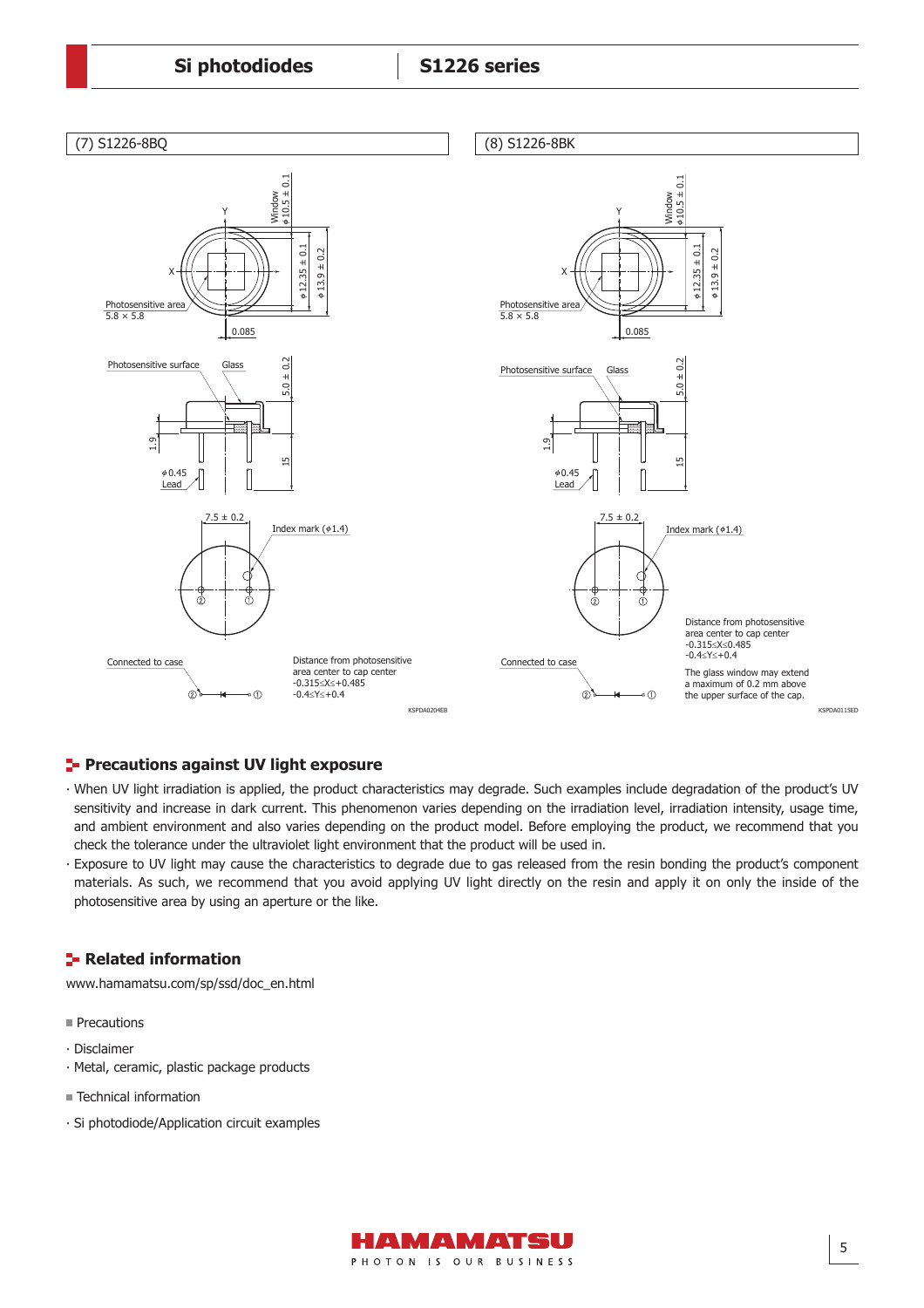(7) S1226-8BQ

Window φ10.5 ± 0.1

φ12.35 ± 0.1

φ13.9 ± 0.2

Photosensitive area 5.8 × 5.8

0.085

Photosensitive surface

Glass

5.0 ± 0.2

1.9

15

φ0.45 Lead

7.5 ± 0.2

Index mark (φ1.4)

Connected to case

Distance from photosensitive area center to cap center
-0.315≤X≤+0.485
-0.4≤Y≤+0.4

KSPDA0204EB

(8) S1226-8BK

Window φ10.5 ± 0.1

φ12.35 ± 0.1

φ13.9 ± 0.2

Photosensitive area 5.8 × 5.8

0.085

Photosensitive surface

Glass

5.0 ± 0.2

1.9

15

φ0.45 Lead

7.5 ± 0.2

Index mark (φ1.4)

Distance from photosensitive area center to cap center
-0.315≤X≤0.485
-0.4≤Y≤+0.4

The glass window may extend a maximum of 0.2 mm above the upper surface of the cap.

Connected to case

KSPDA0115ED

## Precautions against UV light exposure

- When UV light irradiation is applied, the product characteristics may degrade. Such examples include degradation of the product's UV sensitivity and increase in dark current. This phenomenon varies depending on the irradiation level, irradiation intensity, usage time, and ambient environment and also varies depending on the product model. Before employing the product, we recommend that you check the tolerance under the ultraviolet light environment that the product will be used in.
- Exposure to UV light may cause the characteristics to degrade due to gas released from the resin bonding the product's component materials. As such, we recommend that you avoid applying UV light directly on the resin and apply it on only the inside of the photosensitive area by using an aperture or the like.

## Related information

www.hamamatsu.com/sp/ssd/doc_en.html

- Precautions
  - Disclaimer
  - Metal, ceramic, plastic package products
- Technical information
  - Si photodiode/Application circuit examples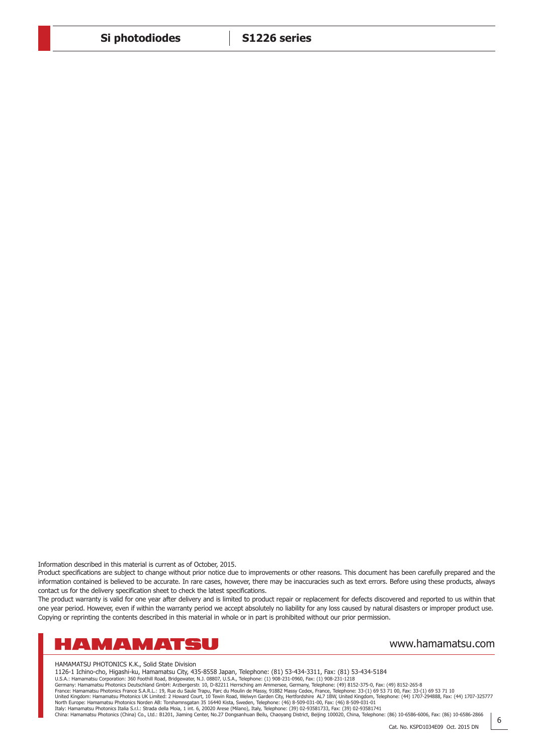Information described in this material is current as of October, 2015.

Product specifications are subject to change without prior notice due to improvements or other reasons. This document has been carefully prepared and the information contained is believed to be accurate. In rare cases, however, there may be inaccuracies such as text errors. Before using these products, always contact us for the delivery specification sheet to check the latest specifications.

The product warranty is valid for one year after delivery and is limited to product repair or replacement for defects discovered and reported to us within that one year period. However, even if within the warranty period we accept absolutely no liability for any loss caused by natural disasters or improper product use. Copying or reprinting the contents described in this material in whole or in part is prohibited without our prior permission.

**HAMAMATSU**

www.hamamatsu.com

HAMAMATSU PHOTONICS K.K., Solid State Division

1126-1 Ichino-cho, Higashi-ku, Hamamatsu City, 435-8558 Japan, Telephone: (81) 53-434-3311, Fax: (81) 53-434-5184

U.S.A.: Hamamatsu Corporation: 360 Foothill Road, Bridgewater, N.J. 08807, U.S.A., Telephone: (1) 908-231-0960, Fax: (1) 908-231-1218

Germany: Hamamatsu Photonics Deutschland GmbH: Arzbergerstr. 10, D-82211 Herrsching am Ammersee, Germany, Telephone: (49) 8152-375-0, Fax: (49) 8152-265-8

France: Hamamatsu Photonics France S.A.R.L.: 19, Rue du Saule Trapu, Parc du Moulin de Massy, 91882 Massy Cedex, France, Telephone: 33-(1) 69 53 71 00, Fax: 33-(1) 69 53 71 10

United Kingdom: Hamamatsu Photonics UK Limited: 2 Howard Court, 10 Tewin Road, Welwyn Garden City, Hertfordshire AL7 1BW, United Kingdom, Telephone: (44) 1707-294888, Fax: (44) 1707-325777

North Europe: Hamamatsu Photonics Norden AB: Torshamnsgatan 35 16440 Kista, Sweden, Telephone: (46) 8-509-031-00, Fax: (46) 8-509-031-01

Italy: Hamamatsu Photonics Italia S.r.l.: Strada della Moia, 1 int. 6, 20020 Arese (Milano), Italy, Telephone: (39) 02-93581733, Fax: (39) 02-93581741

China: Hamamatsu Photonics (China) Co., Ltd.: B1201, Jiaming Center, No.27 Dongsanhuan Beilu, Chaoyang District, Beijing 100020, China, Telephone: (86) 10-6586-6006, Fax: (86) 10-6586-2866

Cat. No. KSPD1034E09 Oct. 2015 DN